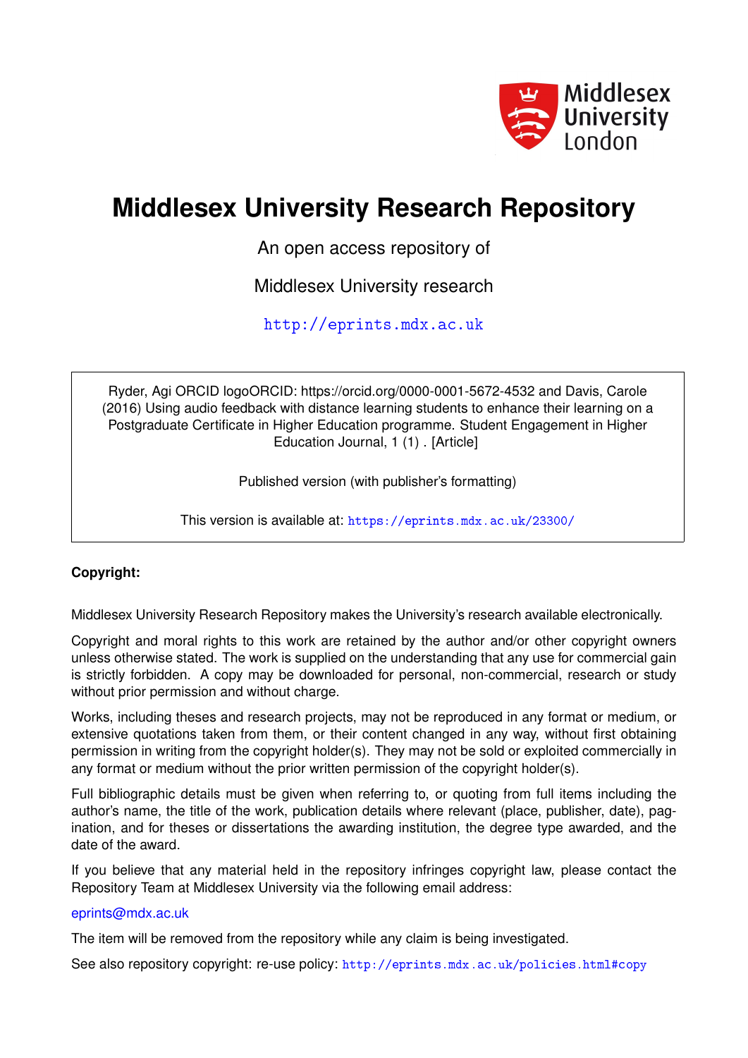Middlesex University London

# Middlesex University Research Repository

An open access repository of

Middlesex University research

http://eprints.mdx.ac.uk

Ryder, Agi ORCID logoORCID: https://orcid.org/0000-0001-5672-4532 and Davis, Carole (2016) Using audio feedback with distance learning students to enhance their learning on a Postgraduate Certificate in Higher Education programme. Student Engagement in Higher Education Journal, 1 (1) . [Article]

Published version (with publisher's formatting)

This version is available at: https://eprints.mdx.ac.uk/23300/

**Copyright:**

Middlesex University Research Repository makes the University's research available electronically.

Copyright and moral rights to this work are retained by the author and/or other copyright owners unless otherwise stated. The work is supplied on the understanding that any use for commercial gain is strictly forbidden. A copy may be downloaded for personal, non-commercial, research or study without prior permission and without charge.

Works, including theses and research projects, may not be reproduced in any format or medium, or extensive quotations taken from them, or their content changed in any way, without first obtaining permission in writing from the copyright holder(s). They may not be sold or exploited commercially in any format or medium without the prior written permission of the copyright holder(s).

Full bibliographic details must be given when referring to, or quoting from full items including the author's name, the title of the work, publication details where relevant (place, publisher, date), pagination, and for theses or dissertations the awarding institution, the degree type awarded, and the date of the award.

If you believe that any material held in the repository infringes copyright law, please contact the Repository Team at Middlesex University via the following email address:

eprints@mdx.ac.uk

The item will be removed from the repository while any claim is being investigated.

See also repository copyright: re-use policy: http://eprints.mdx.ac.uk/policies.html#copy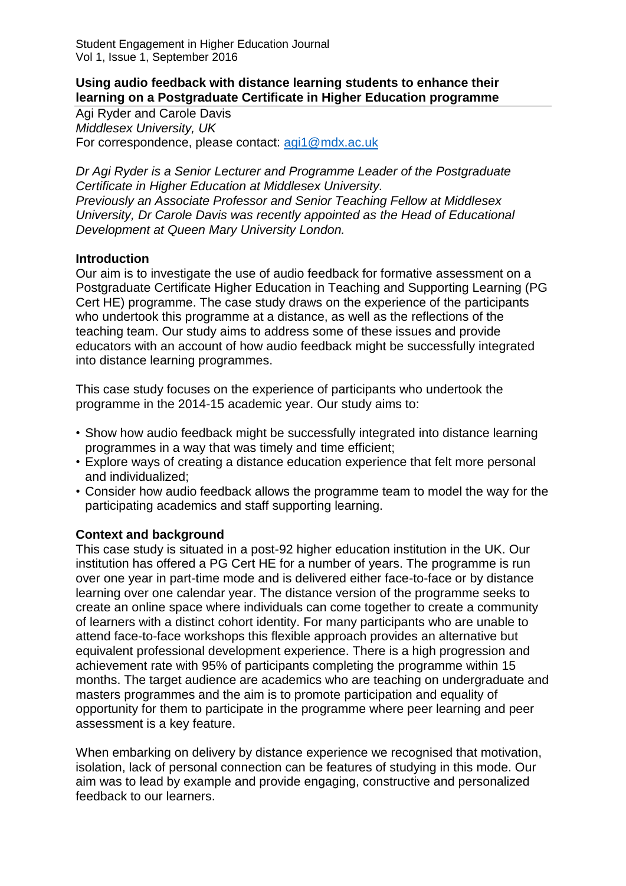**Using audio feedback with distance learning students to enhance their learning on a Postgraduate Certificate in Higher Education programme**

Agi Ryder and Carole Davis
*Middlesex University, UK*
For correspondence, please contact: agi1@mdx.ac.uk

*Dr Agi Ryder is a Senior Lecturer and Programme Leader of the Postgraduate Certificate in Higher Education at Middlesex University.*
*Previously an Associate Professor and Senior Teaching Fellow at Middlesex University, Dr Carole Davis was recently appointed as the Head of Educational Development at Queen Mary University London.*

## Introduction

Our aim is to investigate the use of audio feedback for formative assessment on a Postgraduate Certificate Higher Education in Teaching and Supporting Learning (PG Cert HE) programme. The case study draws on the experience of the participants who undertook this programme at a distance, as well as the reflections of the teaching team. Our study aims to address some of these issues and provide educators with an account of how audio feedback might be successfully integrated into distance learning programmes.

This case study focuses on the experience of participants who undertook the programme in the 2014-15 academic year. Our study aims to:

- Show how audio feedback might be successfully integrated into distance learning programmes in a way that was timely and time efficient;
- Explore ways of creating a distance education experience that felt more personal and individualized;
- Consider how audio feedback allows the programme team to model the way for the participating academics and staff supporting learning.

## Context and background

This case study is situated in a post-92 higher education institution in the UK. Our institution has offered a PG Cert HE for a number of years. The programme is run over one year in part-time mode and is delivered either face-to-face or by distance learning over one calendar year. The distance version of the programme seeks to create an online space where individuals can come together to create a community of learners with a distinct cohort identity. For many participants who are unable to attend face-to-face workshops this flexible approach provides an alternative but equivalent professional development experience. There is a high progression and achievement rate with 95% of participants completing the programme within 15 months. The target audience are academics who are teaching on undergraduate and masters programmes and the aim is to promote participation and equality of opportunity for them to participate in the programme where peer learning and peer assessment is a key feature.

When embarking on delivery by distance experience we recognised that motivation, isolation, lack of personal connection can be features of studying in this mode. Our aim was to lead by example and provide engaging, constructive and personalized feedback to our learners.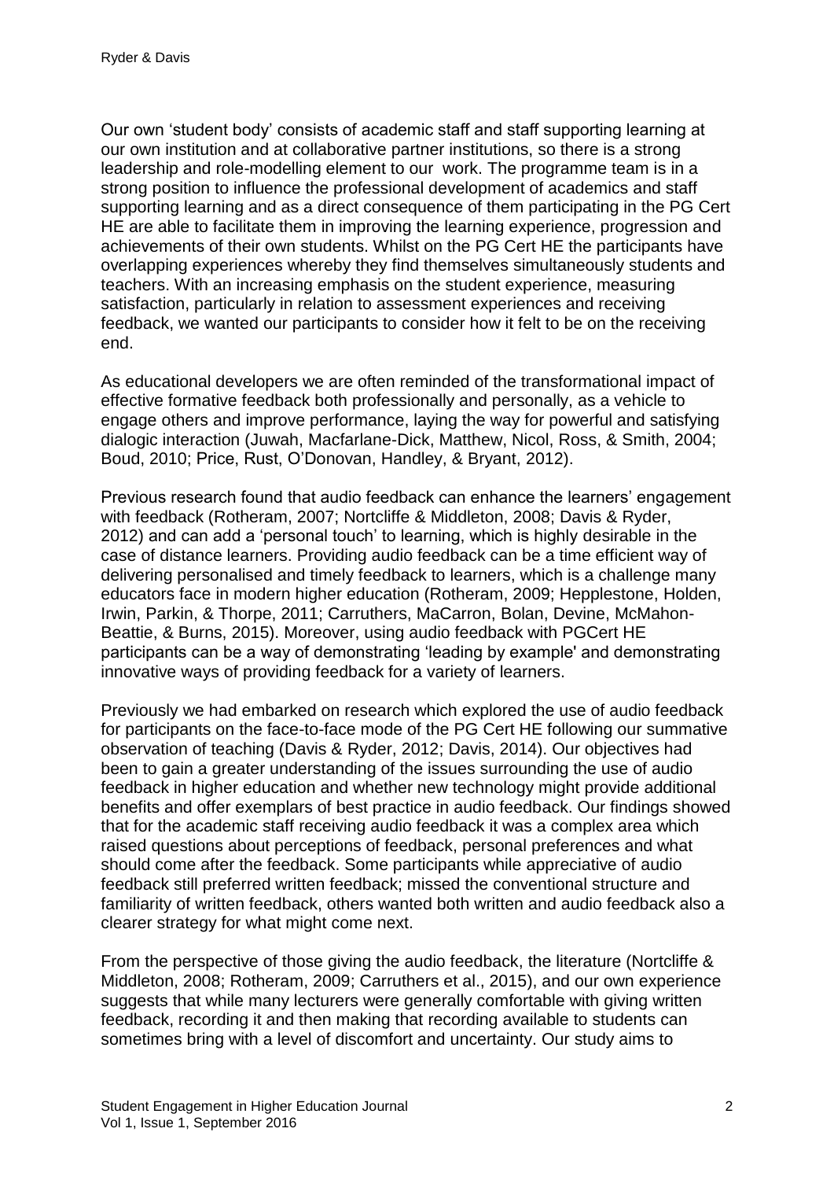Our own 'student body' consists of academic staff and staff supporting learning at our own institution and at collaborative partner institutions, so there is a strong leadership and role-modelling element to our work. The programme team is in a strong position to influence the professional development of academics and staff supporting learning and as a direct consequence of them participating in the PG Cert HE are able to facilitate them in improving the learning experience, progression and achievements of their own students. Whilst on the PG Cert HE the participants have overlapping experiences whereby they find themselves simultaneously students and teachers. With an increasing emphasis on the student experience, measuring satisfaction, particularly in relation to assessment experiences and receiving feedback, we wanted our participants to consider how it felt to be on the receiving end.

As educational developers we are often reminded of the transformational impact of effective formative feedback both professionally and personally, as a vehicle to engage others and improve performance, laying the way for powerful and satisfying dialogic interaction (Juwah, Macfarlane-Dick, Matthew, Nicol, Ross, & Smith, 2004; Boud, 2010; Price, Rust, O'Donovan, Handley, & Bryant, 2012).

Previous research found that audio feedback can enhance the learners' engagement with feedback (Rotheram, 2007; Nortcliffe & Middleton, 2008; Davis & Ryder, 2012) and can add a 'personal touch' to learning, which is highly desirable in the case of distance learners. Providing audio feedback can be a time efficient way of delivering personalised and timely feedback to learners, which is a challenge many educators face in modern higher education (Rotheram, 2009; Hepplestone, Holden, Irwin, Parkin, & Thorpe, 2011; Carruthers, MaCarron, Bolan, Devine, McMahon-Beattie, & Burns, 2015). Moreover, using audio feedback with PGCert HE participants can be a way of demonstrating 'leading by example' and demonstrating innovative ways of providing feedback for a variety of learners.

Previously we had embarked on research which explored the use of audio feedback for participants on the face-to-face mode of the PG Cert HE following our summative observation of teaching (Davis & Ryder, 2012; Davis, 2014). Our objectives had been to gain a greater understanding of the issues surrounding the use of audio feedback in higher education and whether new technology might provide additional benefits and offer exemplars of best practice in audio feedback. Our findings showed that for the academic staff receiving audio feedback it was a complex area which raised questions about perceptions of feedback, personal preferences and what should come after the feedback. Some participants while appreciative of audio feedback still preferred written feedback; missed the conventional structure and familiarity of written feedback, others wanted both written and audio feedback also a clearer strategy for what might come next.

From the perspective of those giving the audio feedback, the literature (Nortcliffe & Middleton, 2008; Rotheram, 2009; Carruthers et al., 2015), and our own experience suggests that while many lecturers were generally comfortable with giving written feedback, recording it and then making that recording available to students can sometimes bring with a level of discomfort and uncertainty. Our study aims to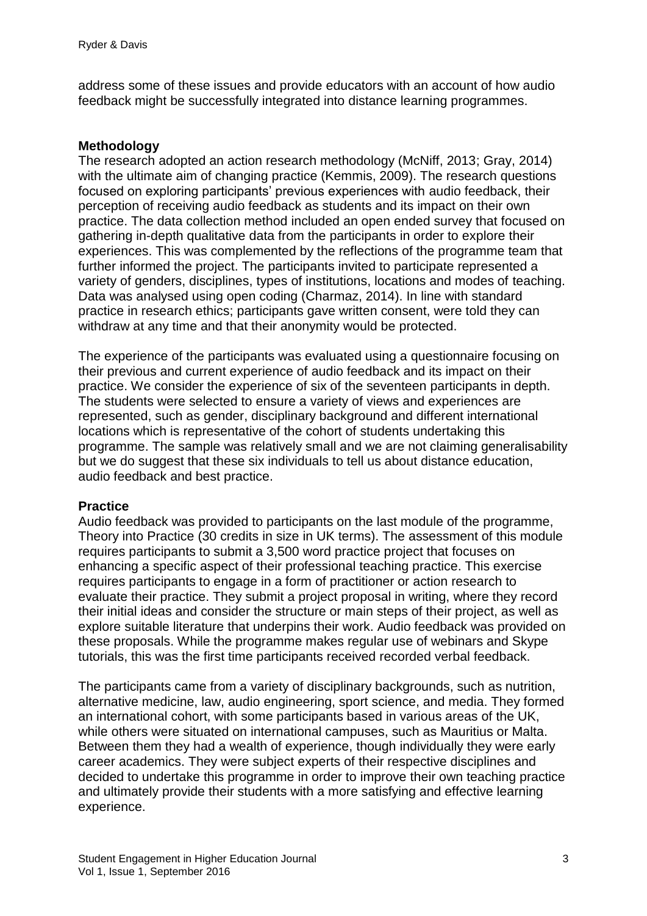address some of these issues and provide educators with an account of how audio feedback might be successfully integrated into distance learning programmes.

## Methodology

The research adopted an action research methodology (McNiff, 2013; Gray, 2014) with the ultimate aim of changing practice (Kemmis, 2009). The research questions focused on exploring participants' previous experiences with audio feedback, their perception of receiving audio feedback as students and its impact on their own practice. The data collection method included an open ended survey that focused on gathering in-depth qualitative data from the participants in order to explore their experiences. This was complemented by the reflections of the programme team that further informed the project. The participants invited to participate represented a variety of genders, disciplines, types of institutions, locations and modes of teaching. Data was analysed using open coding (Charmaz, 2014). In line with standard practice in research ethics; participants gave written consent, were told they can withdraw at any time and that their anonymity would be protected.

The experience of the participants was evaluated using a questionnaire focusing on their previous and current experience of audio feedback and its impact on their practice. We consider the experience of six of the seventeen participants in depth. The students were selected to ensure a variety of views and experiences are represented, such as gender, disciplinary background and different international locations which is representative of the cohort of students undertaking this programme. The sample was relatively small and we are not claiming generalisability but we do suggest that these six individuals to tell us about distance education, audio feedback and best practice.

## Practice

Audio feedback was provided to participants on the last module of the programme, Theory into Practice (30 credits in size in UK terms). The assessment of this module requires participants to submit a 3,500 word practice project that focuses on enhancing a specific aspect of their professional teaching practice. This exercise requires participants to engage in a form of practitioner or action research to evaluate their practice. They submit a project proposal in writing, where they record their initial ideas and consider the structure or main steps of their project, as well as explore suitable literature that underpins their work. Audio feedback was provided on these proposals. While the programme makes regular use of webinars and Skype tutorials, this was the first time participants received recorded verbal feedback.

The participants came from a variety of disciplinary backgrounds, such as nutrition, alternative medicine, law, audio engineering, sport science, and media. They formed an international cohort, with some participants based in various areas of the UK, while others were situated on international campuses, such as Mauritius or Malta. Between them they had a wealth of experience, though individually they were early career academics. They were subject experts of their respective disciplines and decided to undertake this programme in order to improve their own teaching practice and ultimately provide their students with a more satisfying and effective learning experience.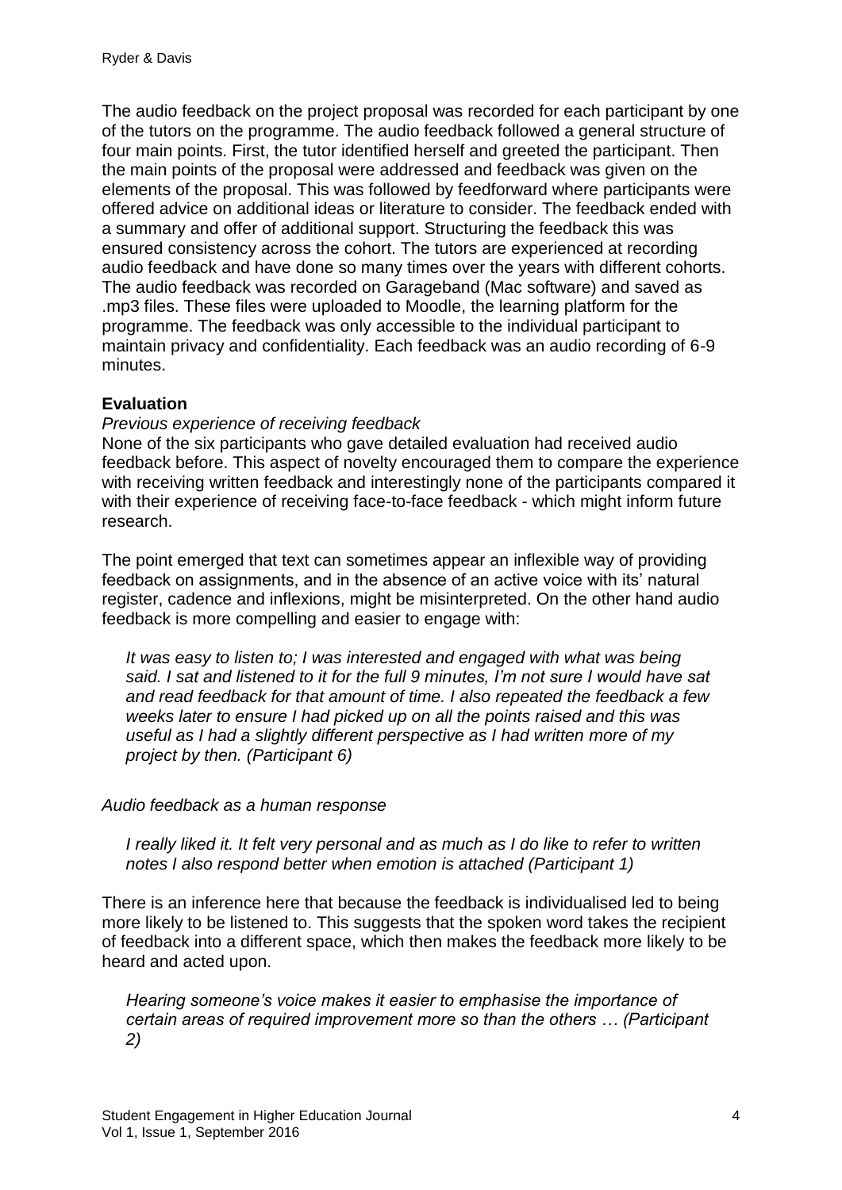The audio feedback on the project proposal was recorded for each participant by one of the tutors on the programme. The audio feedback followed a general structure of four main points. First, the tutor identified herself and greeted the participant. Then the main points of the proposal were addressed and feedback was given on the elements of the proposal. This was followed by feedforward where participants were offered advice on additional ideas or literature to consider. The feedback ended with a summary and offer of additional support. Structuring the feedback this was ensured consistency across the cohort. The tutors are experienced at recording audio feedback and have done so many times over the years with different cohorts. The audio feedback was recorded on Garageband (Mac software) and saved as .mp3 files. These files were uploaded to Moodle, the learning platform for the programme. The feedback was only accessible to the individual participant to maintain privacy and confidentiality. Each feedback was an audio recording of 6-9 minutes.

**Evaluation**

*Previous experience of receiving feedback*

None of the six participants who gave detailed evaluation had received audio feedback before. This aspect of novelty encouraged them to compare the experience with receiving written feedback and interestingly none of the participants compared it with their experience of receiving face-to-face feedback - which might inform future research.

The point emerged that text can sometimes appear an inflexible way of providing feedback on assignments, and in the absence of an active voice with its' natural register, cadence and inflexions, might be misinterpreted. On the other hand audio feedback is more compelling and easier to engage with:

> *It was easy to listen to; I was interested and engaged with what was being said. I sat and listened to it for the full 9 minutes, I'm not sure I would have sat and read feedback for that amount of time. I also repeated the feedback a few weeks later to ensure I had picked up on all the points raised and this was useful as I had a slightly different perspective as I had written more of my project by then. (Participant 6)*

*Audio feedback as a human response*

> *I really liked it. It felt very personal and as much as I do like to refer to written notes I also respond better when emotion is attached (Participant 1)*

There is an inference here that because the feedback is individualised led to being more likely to be listened to. This suggests that the spoken word takes the recipient of feedback into a different space, which then makes the feedback more likely to be heard and acted upon.

> *Hearing someone's voice makes it easier to emphasise the importance of certain areas of required improvement more so than the others … (Participant 2)*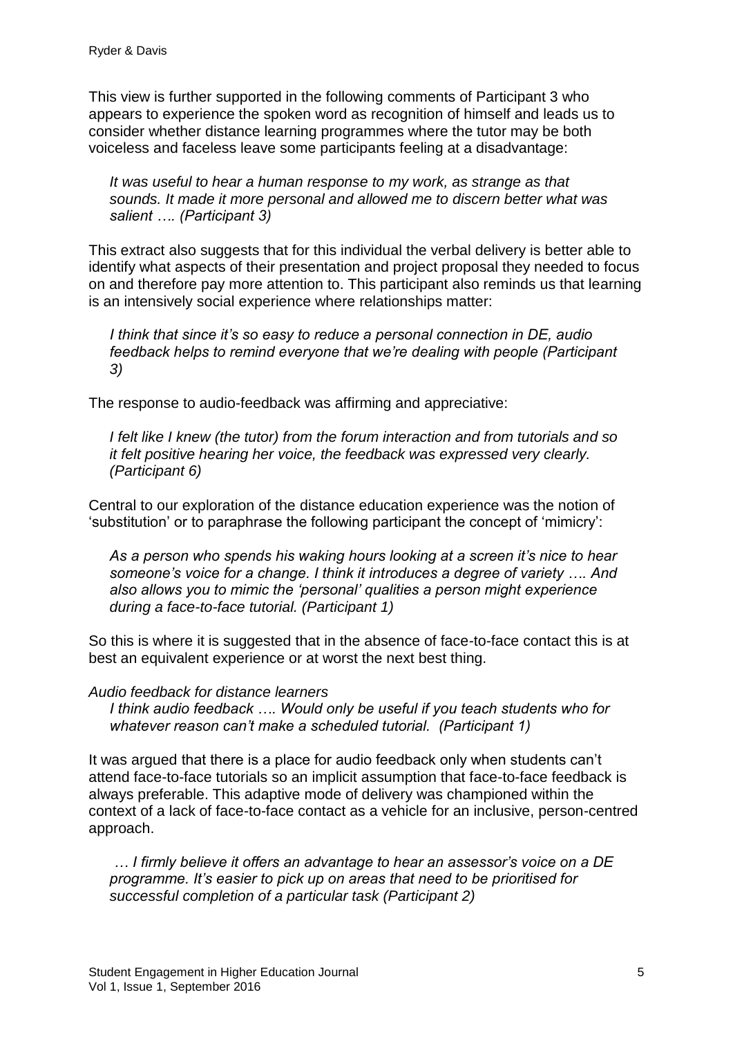This view is further supported in the following comments of Participant 3 who appears to experience the spoken word as recognition of himself and leads us to consider whether distance learning programmes where the tutor may be both voiceless and faceless leave some participants feeling at a disadvantage:

> *It was useful to hear a human response to my work, as strange as that sounds. It made it more personal and allowed me to discern better what was salient …. (Participant 3)*

This extract also suggests that for this individual the verbal delivery is better able to identify what aspects of their presentation and project proposal they needed to focus on and therefore pay more attention to. This participant also reminds us that learning is an intensively social experience where relationships matter:

> *I think that since it's so easy to reduce a personal connection in DE, audio feedback helps to remind everyone that we're dealing with people (Participant 3)*

The response to audio-feedback was affirming and appreciative:

> *I felt like I knew (the tutor) from the forum interaction and from tutorials and so it felt positive hearing her voice, the feedback was expressed very clearly. (Participant 6)*

Central to our exploration of the distance education experience was the notion of 'substitution' or to paraphrase the following participant the concept of 'mimicry':

> *As a person who spends his waking hours looking at a screen it's nice to hear someone's voice for a change. I think it introduces a degree of variety …. And also allows you to mimic the 'personal' qualities a person might experience during a face-to-face tutorial. (Participant 1)*

So this is where it is suggested that in the absence of face-to-face contact this is at best an equivalent experience or at worst the next best thing.

*Audio feedback for distance learners*

> *I think audio feedback …. Would only be useful if you teach students who for whatever reason can't make a scheduled tutorial. (Participant 1)*

It was argued that there is a place for audio feedback only when students can't attend face-to-face tutorials so an implicit assumption that face-to-face feedback is always preferable. This adaptive mode of delivery was championed within the context of a lack of face-to-face contact as a vehicle for an inclusive, person-centred approach.

> *… I firmly believe it offers an advantage to hear an assessor's voice on a DE programme. It's easier to pick up on areas that need to be prioritised for successful completion of a particular task (Participant 2)*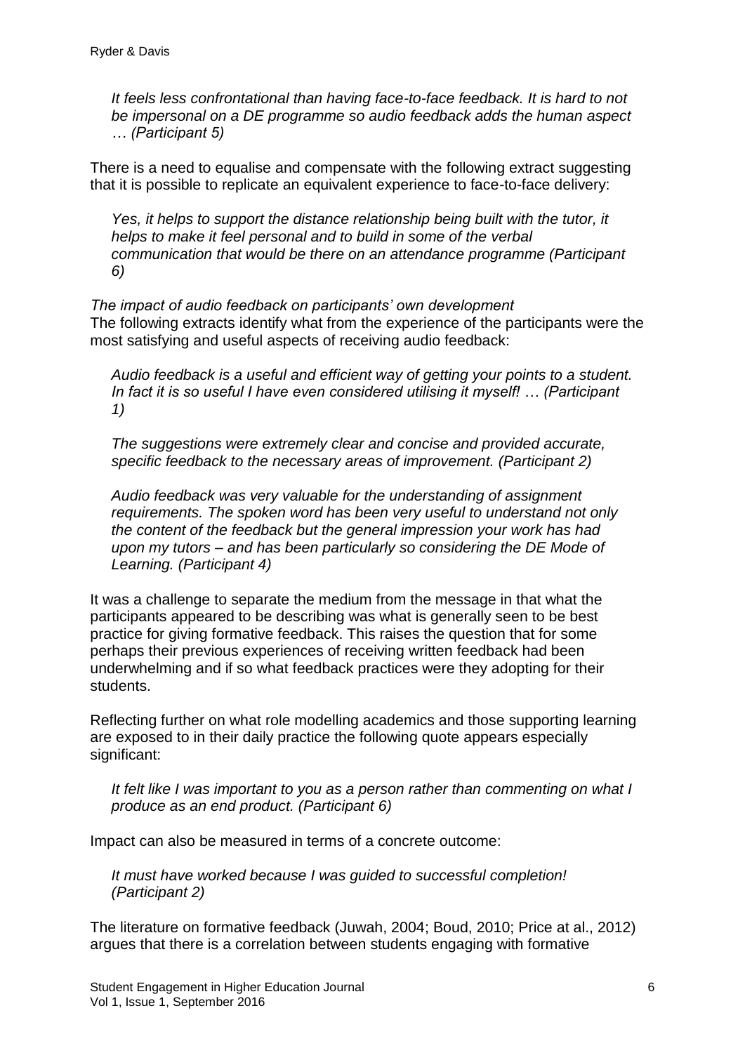> *It feels less confrontational than having face-to-face feedback. It is hard to not be impersonal on a DE programme so audio feedback adds the human aspect … (Participant 5)*

There is a need to equalise and compensate with the following extract suggesting that it is possible to replicate an equivalent experience to face-to-face delivery:

> *Yes, it helps to support the distance relationship being built with the tutor, it helps to make it feel personal and to build in some of the verbal communication that would be there on an attendance programme (Participant 6)*

*The impact of audio feedback on participants' own development*

The following extracts identify what from the experience of the participants were the most satisfying and useful aspects of receiving audio feedback:

> *Audio feedback is a useful and efficient way of getting your points to a student. In fact it is so useful I have even considered utilising it myself! … (Participant 1)*

> *The suggestions were extremely clear and concise and provided accurate, specific feedback to the necessary areas of improvement. (Participant 2)*

> *Audio feedback was very valuable for the understanding of assignment requirements. The spoken word has been very useful to understand not only the content of the feedback but the general impression your work has had upon my tutors – and has been particularly so considering the DE Mode of Learning. (Participant 4)*

It was a challenge to separate the medium from the message in that what the participants appeared to be describing was what is generally seen to be best practice for giving formative feedback. This raises the question that for some perhaps their previous experiences of receiving written feedback had been underwhelming and if so what feedback practices were they adopting for their students.

Reflecting further on what role modelling academics and those supporting learning are exposed to in their daily practice the following quote appears especially significant:

> *It felt like I was important to you as a person rather than commenting on what I produce as an end product. (Participant 6)*

Impact can also be measured in terms of a concrete outcome:

> *It must have worked because I was guided to successful completion! (Participant 2)*

The literature on formative feedback (Juwah, 2004; Boud, 2010; Price at al., 2012) argues that there is a correlation between students engaging with formative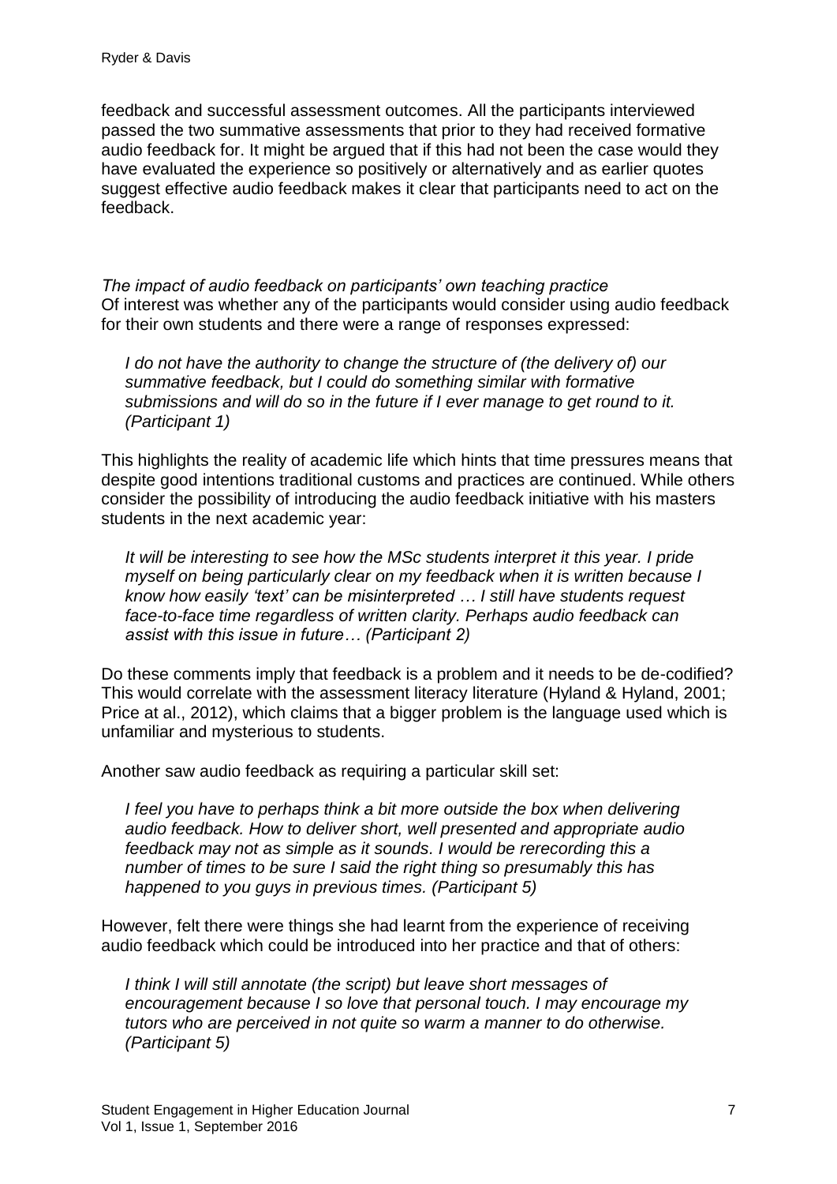feedback and successful assessment outcomes. All the participants interviewed passed the two summative assessments that prior to they had received formative audio feedback for. It might be argued that if this had not been the case would they have evaluated the experience so positively or alternatively and as earlier quotes suggest effective audio feedback makes it clear that participants need to act on the feedback.

*The impact of audio feedback on participants' own teaching practice*
Of interest was whether any of the participants would consider using audio feedback for their own students and there were a range of responses expressed:

> *I do not have the authority to change the structure of (the delivery of) our summative feedback, but I could do something similar with formative submissions and will do so in the future if I ever manage to get round to it. (Participant 1)*

This highlights the reality of academic life which hints that time pressures means that despite good intentions traditional customs and practices are continued. While others consider the possibility of introducing the audio feedback initiative with his masters students in the next academic year:

> *It will be interesting to see how the MSc students interpret it this year. I pride myself on being particularly clear on my feedback when it is written because I know how easily 'text' can be misinterpreted … I still have students request face-to-face time regardless of written clarity. Perhaps audio feedback can assist with this issue in future… (Participant 2)*

Do these comments imply that feedback is a problem and it needs to be de-codified? This would correlate with the assessment literacy literature (Hyland & Hyland, 2001; Price at al., 2012), which claims that a bigger problem is the language used which is unfamiliar and mysterious to students.

Another saw audio feedback as requiring a particular skill set:

> *I feel you have to perhaps think a bit more outside the box when delivering audio feedback. How to deliver short, well presented and appropriate audio feedback may not as simple as it sounds. I would be rerecording this a number of times to be sure I said the right thing so presumably this has happened to you guys in previous times. (Participant 5)*

However, felt there were things she had learnt from the experience of receiving audio feedback which could be introduced into her practice and that of others:

> *I think I will still annotate (the script) but leave short messages of encouragement because I so love that personal touch. I may encourage my tutors who are perceived in not quite so warm a manner to do otherwise. (Participant 5)*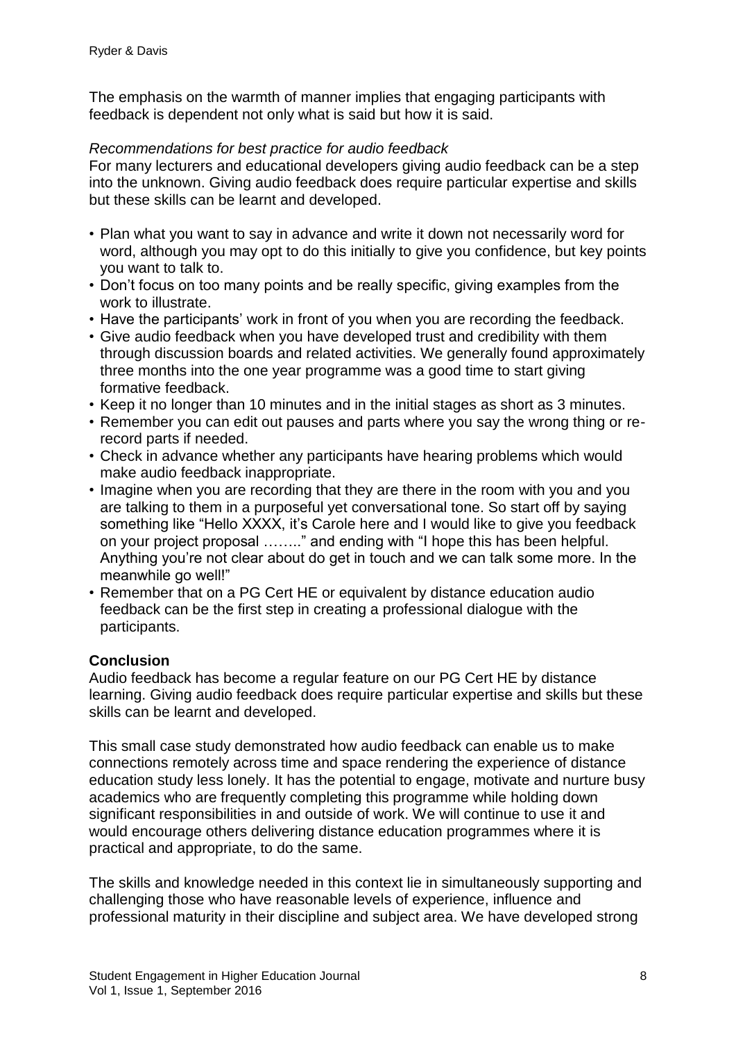The emphasis on the warmth of manner implies that engaging participants with feedback is dependent not only what is said but how it is said.

*Recommendations for best practice for audio feedback*

For many lecturers and educational developers giving audio feedback can be a step into the unknown. Giving audio feedback does require particular expertise and skills but these skills can be learnt and developed.

- Plan what you want to say in advance and write it down not necessarily word for word, although you may opt to do this initially to give you confidence, but key points you want to talk to.
- Don't focus on too many points and be really specific, giving examples from the work to illustrate.
- Have the participants' work in front of you when you are recording the feedback.
- Give audio feedback when you have developed trust and credibility with them through discussion boards and related activities. We generally found approximately three months into the one year programme was a good time to start giving formative feedback.
- Keep it no longer than 10 minutes and in the initial stages as short as 3 minutes.
- Remember you can edit out pauses and parts where you say the wrong thing or re-record parts if needed.
- Check in advance whether any participants have hearing problems which would make audio feedback inappropriate.
- Imagine when you are recording that they are there in the room with you and you are talking to them in a purposeful yet conversational tone. So start off by saying something like "Hello XXXX, it's Carole here and I would like to give you feedback on your project proposal …….." and ending with "I hope this has been helpful. Anything you're not clear about do get in touch and we can talk some more. In the meanwhile go well!"
- Remember that on a PG Cert HE or equivalent by distance education audio feedback can be the first step in creating a professional dialogue with the participants.

## Conclusion

Audio feedback has become a regular feature on our PG Cert HE by distance learning. Giving audio feedback does require particular expertise and skills but these skills can be learnt and developed.

This small case study demonstrated how audio feedback can enable us to make connections remotely across time and space rendering the experience of distance education study less lonely. It has the potential to engage, motivate and nurture busy academics who are frequently completing this programme while holding down significant responsibilities in and outside of work. We will continue to use it and would encourage others delivering distance education programmes where it is practical and appropriate, to do the same.

The skills and knowledge needed in this context lie in simultaneously supporting and challenging those who have reasonable levels of experience, influence and professional maturity in their discipline and subject area. We have developed strong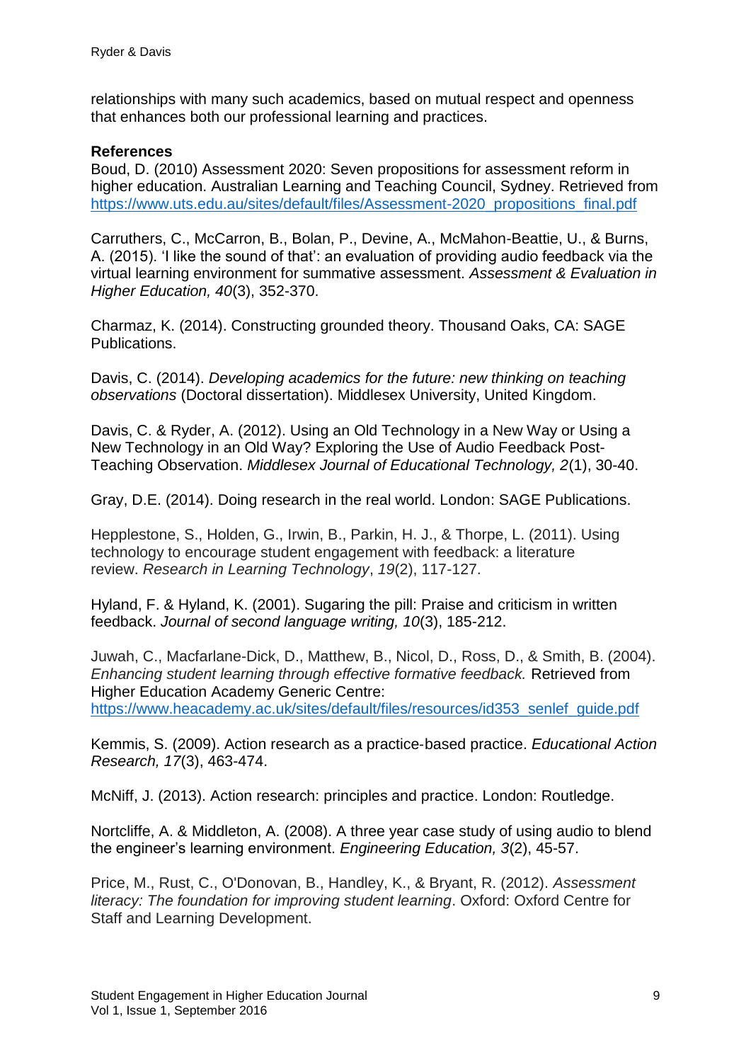relationships with many such academics, based on mutual respect and openness that enhances both our professional learning and practices.

**References**

Boud, D. (2010) Assessment 2020: Seven propositions for assessment reform in higher education. Australian Learning and Teaching Council, Sydney. Retrieved from https://www.uts.edu.au/sites/default/files/Assessment-2020_propositions_final.pdf

Carruthers, C., McCarron, B., Bolan, P., Devine, A., McMahon-Beattie, U., & Burns, A. (2015). 'I like the sound of that': an evaluation of providing audio feedback via the virtual learning environment for summative assessment. *Assessment & Evaluation in Higher Education, 40*(3), 352-370.

Charmaz, K. (2014). Constructing grounded theory. Thousand Oaks, CA: SAGE Publications.

Davis, C. (2014). *Developing academics for the future: new thinking on teaching observations* (Doctoral dissertation). Middlesex University, United Kingdom.

Davis, C. & Ryder, A. (2012). Using an Old Technology in a New Way or Using a New Technology in an Old Way? Exploring the Use of Audio Feedback Post-Teaching Observation. *Middlesex Journal of Educational Technology, 2*(1), 30-40.

Gray, D.E. (2014). Doing research in the real world. London: SAGE Publications.

Hepplestone, S., Holden, G., Irwin, B., Parkin, H. J., & Thorpe, L. (2011). Using technology to encourage student engagement with feedback: a literature review. *Research in Learning Technology*, *19*(2), 117-127.

Hyland, F. & Hyland, K. (2001). Sugaring the pill: Praise and criticism in written feedback. *Journal of second language writing, 10*(3), 185-212.

Juwah, C., Macfarlane-Dick, D., Matthew, B., Nicol, D., Ross, D., & Smith, B. (2004). *Enhancing student learning through effective formative feedback.* Retrieved from Higher Education Academy Generic Centre: https://www.heacademy.ac.uk/sites/default/files/resources/id353_senlef_guide.pdf

Kemmis, S. (2009). Action research as a practice-based practice. *Educational Action Research, 17*(3), 463-474.

McNiff, J. (2013). Action research: principles and practice. London: Routledge.

Nortcliffe, A. & Middleton, A. (2008). A three year case study of using audio to blend the engineer's learning environment. *Engineering Education, 3*(2), 45-57.

Price, M., Rust, C., O'Donovan, B., Handley, K., & Bryant, R. (2012). *Assessment literacy: The foundation for improving student learning*. Oxford: Oxford Centre for Staff and Learning Development.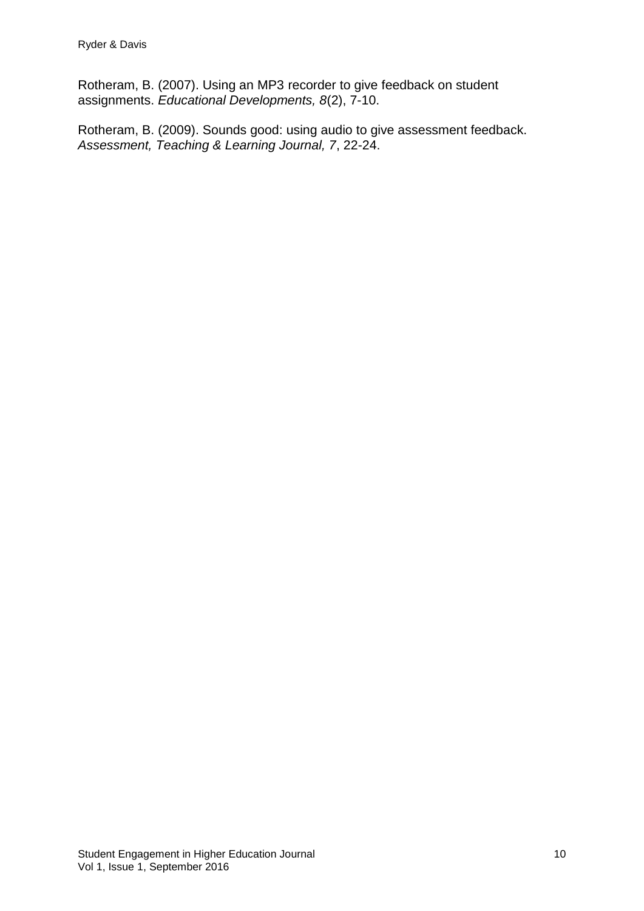Rotheram, B. (2007). Using an MP3 recorder to give feedback on student assignments. *Educational Developments, 8*(2), 7-10.

Rotheram, B. (2009). Sounds good: using audio to give assessment feedback. *Assessment, Teaching & Learning Journal, 7*, 22-24.